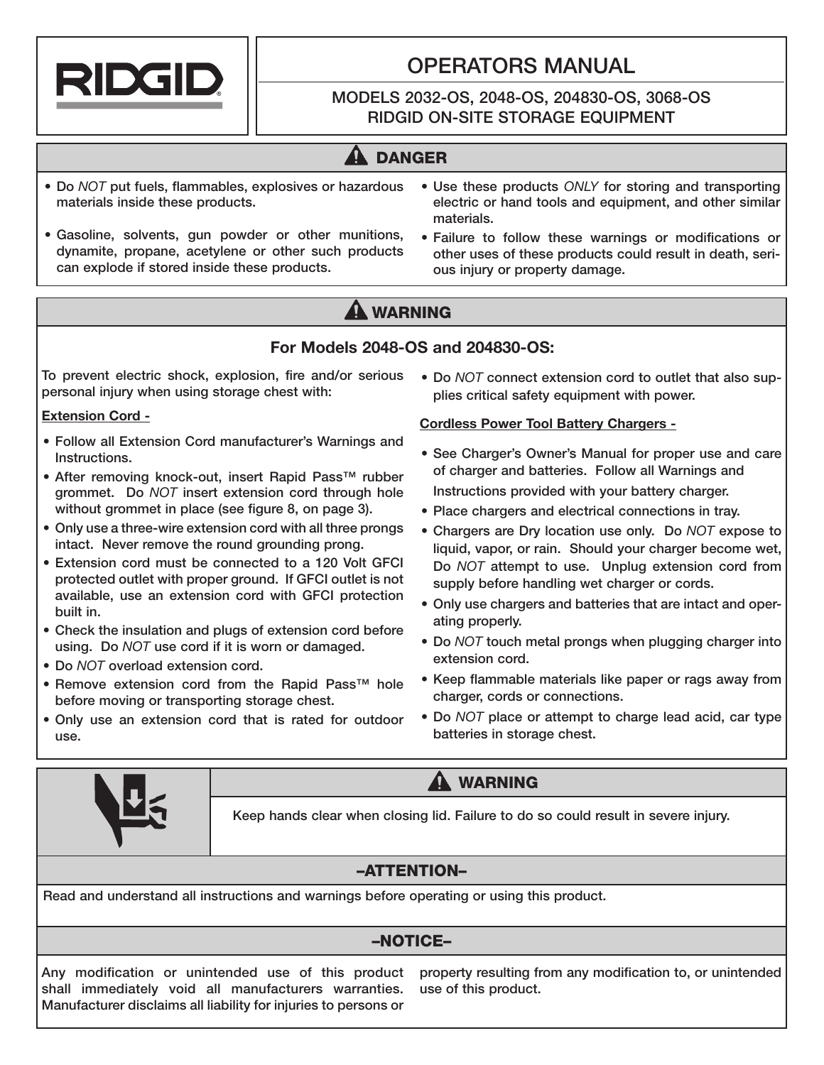RIDGID

# OPERATORS MANUAL

## MODELS 2032-OS, 2048-OS, 204830-OS, 3068-OS RIDGID ON-SITE STORAGE EQUIPMENT

## ⚠ DANGER

- Do *NOT* put fuels, flammables, explosives or hazardous materials inside these products.
- Gasoline, solvents, gun powder or other munitions, dynamite, propane, acetylene or other such products can explode if stored inside these products.
- Use these products *ONLY* for storing and transporting electric or hand tools and equipment, and other similar materials.
- Failure to follow these warnings or modifications or other uses of these products could result in death, serious injury or property damage.

## ⚠ WARNING

### For Models 2048-OS and 204830-OS:

To prevent electric shock, explosion, fire and/or serious personal injury when using storage chest with:

**Extension Cord -**

- Follow all Extension Cord manufacturer's Warnings and Instructions.
- After removing knock-out, insert Rapid Pass™ rubber grommet. Do *NOT* insert extension cord through hole without grommet in place (see figure 8, on page 3).
- Only use a three-wire extension cord with all three prongs intact. Never remove the round grounding prong.
- Extension cord must be connected to a 120 Volt GFCI protected outlet with proper ground. If GFCI outlet is not available, use an extension cord with GFCI protection built in.
- Check the insulation and plugs of extension cord before using. Do *NOT* use cord if it is worn or damaged.
- Do *NOT* overload extension cord.
- Remove extension cord from the Rapid Pass™ hole before moving or transporting storage chest.
- Only use an extension cord that is rated for outdoor use.
- Do *NOT* connect extension cord to outlet that also supplies critical safety equipment with power.

**Cordless Power Tool Battery Chargers -**

- See Charger's Owner's Manual for proper use and care of charger and batteries. Follow all Warnings and Instructions provided with your battery charger.
- Place chargers and electrical connections in tray.
- Chargers are Dry location use only. Do *NOT* expose to liquid, vapor, or rain. Should your charger become wet, Do *NOT* attempt to use. Unplug extension cord from supply before handling wet charger or cords.
- Only use chargers and batteries that are intact and operating properly.
- Do *NOT* touch metal prongs when plugging charger into extension cord.
- Keep flammable materials like paper or rags away from charger, cords or connections.
- Do *NOT* place or attempt to charge lead acid, car type batteries in storage chest.

## ⚠ WARNING

Keep hands clear when closing lid. Failure to do so could result in severe injury.

## –ATTENTION–

Read and understand all instructions and warnings before operating or using this product.

## –NOTICE–

Any modification or unintended use of this product shall immediately void all manufacturers warranties. Manufacturer disclaims all liability for injuries to persons or property resulting from any modification to, or unintended use of this product.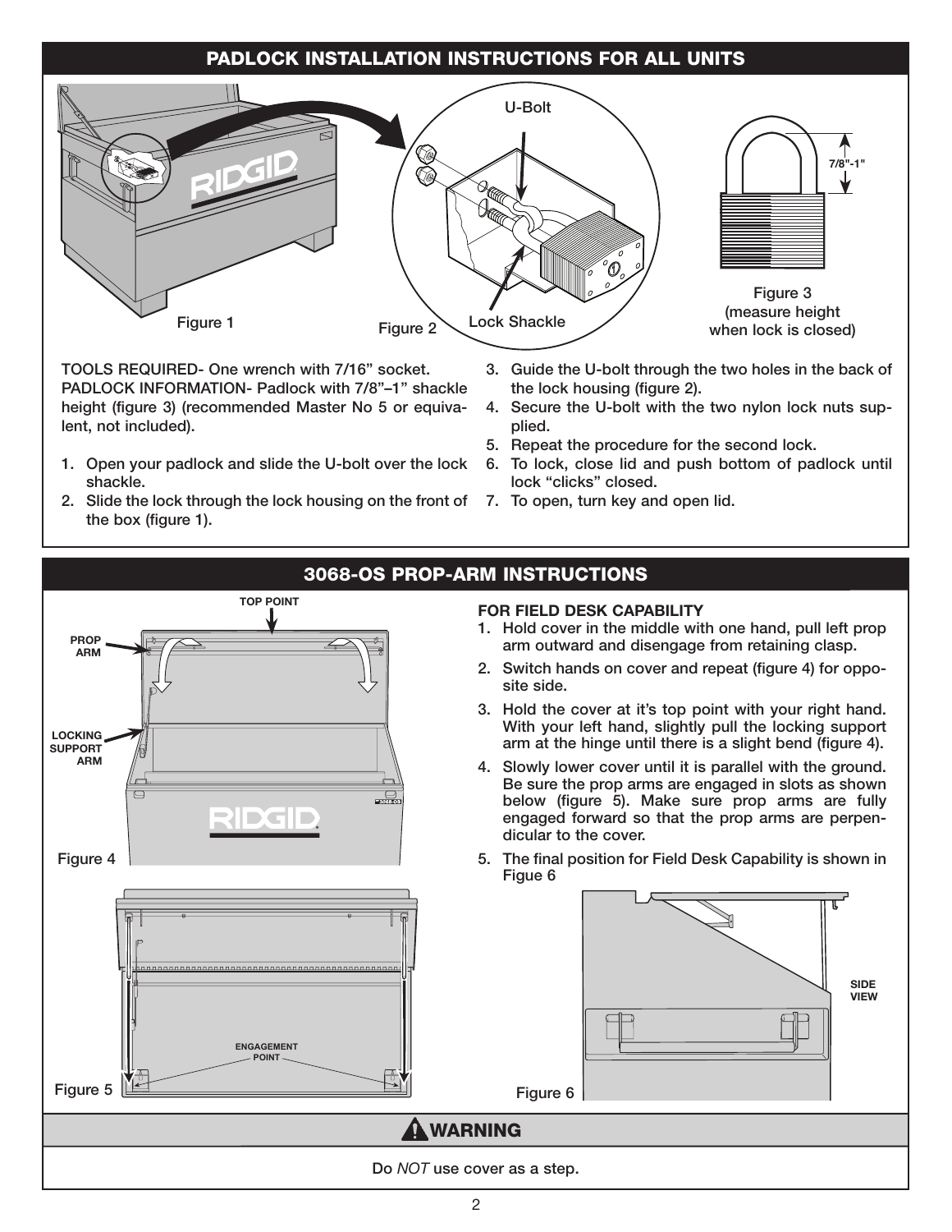## PADLOCK INSTALLATION INSTRUCTIONS FOR ALL UNITS

U-Bolt

7/8"-1"

Figure 1

Figure 2

Lock Shackle

Figure 3
(measure height
when lock is closed)

**TOOLS REQUIRED-** One wrench with 7/16" socket.
**PADLOCK INFORMATION-** Padlock with 7/8"–1" shackle height (figure 3) (recommended Master No 5 or equivalent, not included).

1. Open your padlock and slide the U-bolt over the lock shackle.
2. Slide the lock through the lock housing on the front of the box (figure 1).
3. Guide the U-bolt through the two holes in the back of the lock housing (figure 2).
4. Secure the U-bolt with the two nylon lock nuts supplied.
5. Repeat the procedure for the second lock.
6. To lock, close lid and push bottom of padlock until lock "clicks" closed.
7. To open, turn key and open lid.

## 3068-OS PROP-ARM INSTRUCTIONS

TOP POINT

PROP ARM

LOCKING SUPPORT ARM

Figure 4

ENGAGEMENT POINT

Figure 5

**FOR FIELD DESK CAPABILITY**

1. Hold cover in the middle with one hand, pull left prop arm outward and disengage from retaining clasp.
2. Switch hands on cover and repeat (figure 4) for opposite side.
3. Hold the cover at it's top point with your right hand. With your left hand, slightly pull the locking support arm at the hinge until there is a slight bend (figure 4).
4. Slowly lower cover until it is parallel with the ground. Be sure the prop arms are engaged in slots as shown below (figure 5). Make sure prop arms are fully engaged forward so that the prop arms are perpendicular to the cover.
5. The final position for Field Desk Capability is shown in Figue 6

SIDE VIEW

Figure 6

## ⚠ WARNING

Do *NOT* use cover as a step.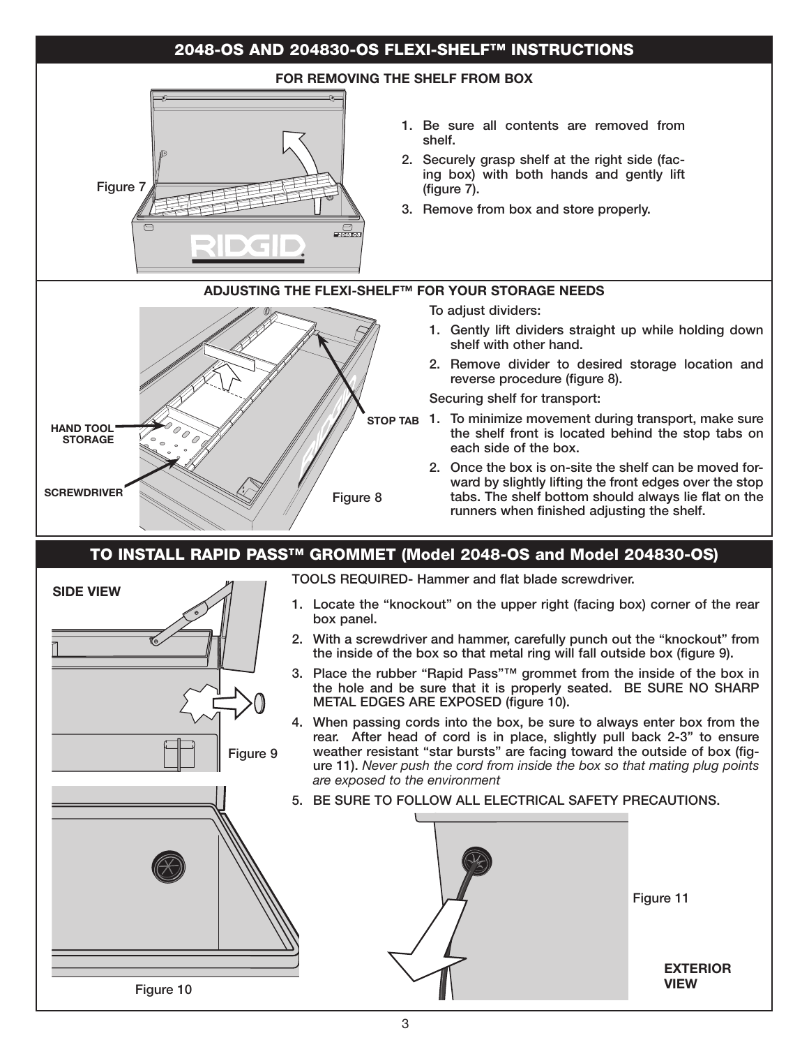## 2048-OS AND 204830-OS FLEXI-SHELF™ INSTRUCTIONS

### FOR REMOVING THE SHELF FROM BOX

Figure 7

1. Be sure all contents are removed from shelf.
2. Securely grasp shelf at the right side (facing box) with both hands and gently lift (figure 7).
3. Remove from box and store properly.

### ADJUSTING THE FLEXI-SHELF™ FOR YOUR STORAGE NEEDS

HAND TOOL STORAGE

SCREWDRIVER

STOP TAB

Figure 8

To adjust dividers:

1. Gently lift dividers straight up while holding down shelf with other hand.
2. Remove divider to desired storage location and reverse procedure (figure 8).

Securing shelf for transport:

1. To minimize movement during transport, make sure the shelf front is located behind the stop tabs on each side of the box.
2. Once the box is on-site the shelf can be moved forward by slightly lifting the front edges over the stop tabs. The shelf bottom should always lie flat on the runners when finished adjusting the shelf.

## TO INSTALL RAPID PASS™ GROMMET (Model 2048-OS and Model 204830-OS)

SIDE VIEW

Figure 9

TOOLS REQUIRED- Hammer and flat blade screwdriver.

1. Locate the "knockout" on the upper right (facing box) corner of the rear box panel.
2. With a screwdriver and hammer, carefully punch out the "knockout" from the inside of the box so that metal ring will fall outside box (figure 9).
3. Place the rubber "Rapid Pass"™ grommet from the inside of the box in the hole and be sure that it is properly seated. BE SURE NO SHARP METAL EDGES ARE EXPOSED (figure 10).
4. When passing cords into the box, be sure to always enter box from the rear. After head of cord is in place, slightly pull back 2-3" to ensure weather resistant "star bursts" are facing toward the outside of box (figure 11). *Never push the cord from inside the box so that mating plug points are exposed to the environment*
5. BE SURE TO FOLLOW ALL ELECTRICAL SAFETY PRECAUTIONS.

Figure 10

Figure 11

EXTERIOR VIEW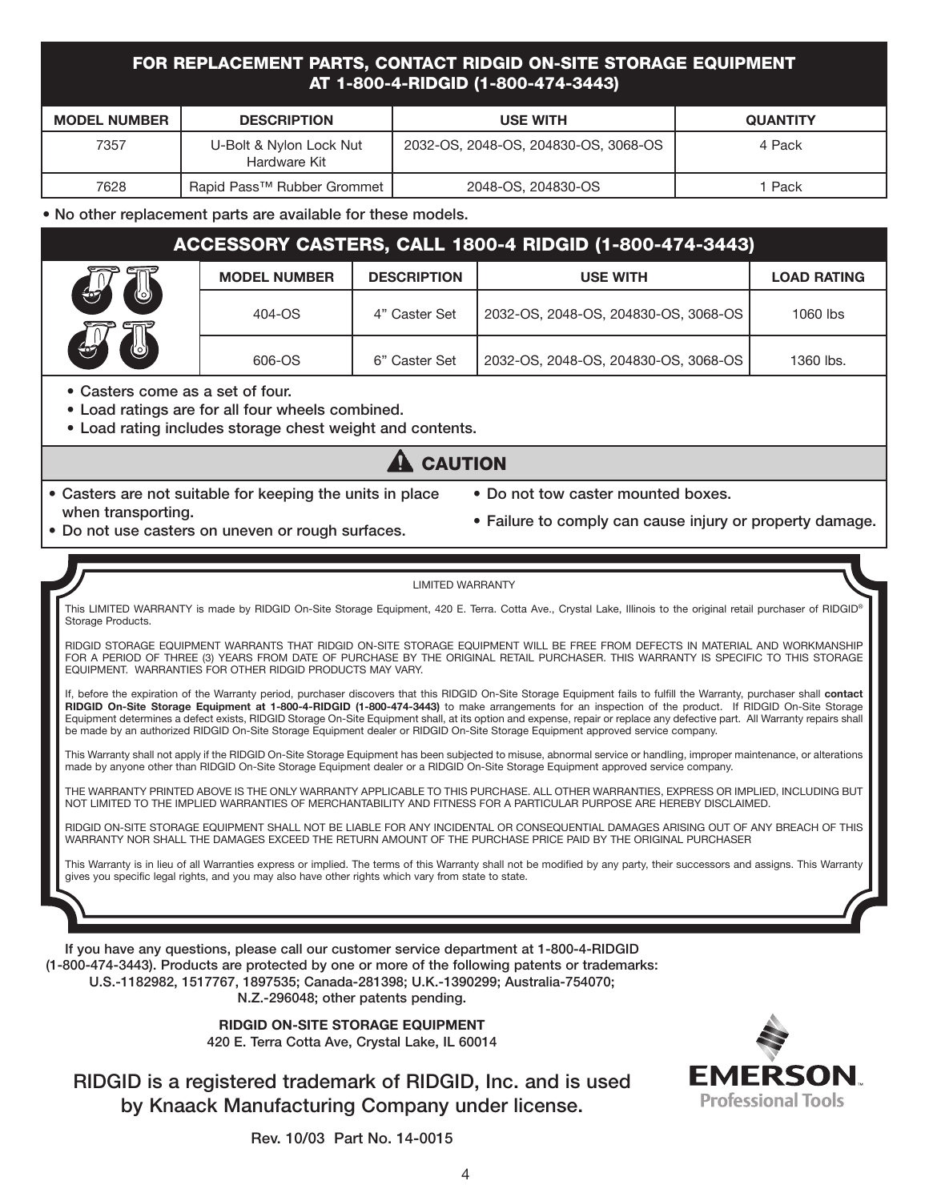## FOR REPLACEMENT PARTS, CONTACT RIDGID ON-SITE STORAGE EQUIPMENT AT 1-800-4-RIDGID (1-800-474-3443)

| MODEL NUMBER | DESCRIPTION | USE WITH | QUANTITY |
|---|---|---|---|
| 7357 | U-Bolt & Nylon Lock Nut Hardware Kit | 2032-OS, 2048-OS, 204830-OS, 3068-OS | 4 Pack |
| 7628 | Rapid Pass™ Rubber Grommet | 2048-OS, 204830-OS | 1 Pack |

- **No other replacement parts are available for these models.**

## ACCESSORY CASTERS, CALL 1800-4 RIDGID (1-800-474-3443)

| MODEL NUMBER | DESCRIPTION | USE WITH | LOAD RATING |
|---|---|---|---|
| 404-OS | 4" Caster Set | 2032-OS, 2048-OS, 204830-OS, 3068-OS | 1060 lbs |
| 606-OS | 6" Caster Set | 2032-OS, 2048-OS, 204830-OS, 3068-OS | 1360 lbs. |

- **Casters come as a set of four.**
- **Load ratings are for all four wheels combined.**
- **Load rating includes storage chest weight and contents.**

### ⚠ CAUTION

- **Casters are not suitable for keeping the units in place when transporting.**
- **Do not use casters on uneven or rough surfaces.**
- **Do not tow caster mounted boxes.**
- **Failure to comply can cause injury or property damage.**

LIMITED WARRANTY

This LIMITED WARRANTY is made by RIDGID On-Site Storage Equipment, 420 E. Terra. Cotta Ave., Crystal Lake, Illinois to the original retail purchaser of RIDGID® Storage Products.

RIDGID STORAGE EQUIPMENT WARRANTS THAT RIDGID ON-SITE STORAGE EQUIPMENT WILL BE FREE FROM DEFECTS IN MATERIAL AND WORKMANSHIP FOR A PERIOD OF THREE (3) YEARS FROM DATE OF PURCHASE BY THE ORIGINAL RETAIL PURCHASER. THIS WARRANTY IS SPECIFIC TO THIS STORAGE EQUIPMENT. WARRANTIES FOR OTHER RIDGID PRODUCTS MAY VARY.

If, before the expiration of the Warranty period, purchaser discovers that this RIDGID On-Site Storage Equipment fails to fulfill the Warranty, purchaser shall **contact RIDGID On-Site Storage Equipment at 1-800-4-RIDGID (1-800-474-3443)** to make arrangements for an inspection of the product. If RIDGID On-Site Storage Equipment determines a defect exists, RIDGID Storage On-Site Equipment shall, at its option and expense, repair or replace any defective part. All Warranty repairs shall be made by an authorized RIDGID On-Site Storage Equipment dealer or RIDGID On-Site Storage Equipment approved service company.

This Warranty shall not apply if the RIDGID On-Site Storage Equipment has been subjected to misuse, abnormal service or handling, improper maintenance, or alterations made by anyone other than RIDGID On-Site Storage Equipment dealer or a RIDGID On-Site Storage Equipment approved service company.

THE WARRANTY PRINTED ABOVE IS THE ONLY WARRANTY APPLICABLE TO THIS PURCHASE. ALL OTHER WARRANTIES, EXPRESS OR IMPLIED, INCLUDING BUT NOT LIMITED TO THE IMPLIED WARRANTIES OF MERCHANTABILITY AND FITNESS FOR A PARTICULAR PURPOSE ARE HEREBY DISCLAIMED.

RIDGID ON-SITE STORAGE EQUIPMENT SHALL NOT BE LIABLE FOR ANY INCIDENTAL OR CONSEQUENTIAL DAMAGES ARISING OUT OF ANY BREACH OF THIS WARRANTY NOR SHALL THE DAMAGES EXCEED THE RETURN AMOUNT OF THE PURCHASE PRICE PAID BY THE ORIGINAL PURCHASER

This Warranty is in lieu of all Warranties express or implied. The terms of this Warranty shall not be modified by any party, their successors and assigns. This Warranty gives you specific legal rights, and you may also have other rights which vary from state to state.

**If you have any questions, please call our customer service department at 1-800-4-RIDGID (1-800-474-3443). Products are protected by one or more of the following patents or trademarks: U.S.-1182982, 1517767, 1897535; Canada-281398; U.K.-1390299; Australia-754070; N.Z.-296048; other patents pending.**

**RIDGID ON-SITE STORAGE EQUIPMENT**
**420 E. Terra Cotta Ave, Crystal Lake, IL 60014**

RIDGID is a registered trademark of RIDGID, Inc. and is used by Knaack Manufacturing Company under license.

EMERSON™ Professional Tools

**Rev. 10/03 Part No. 14-0015**